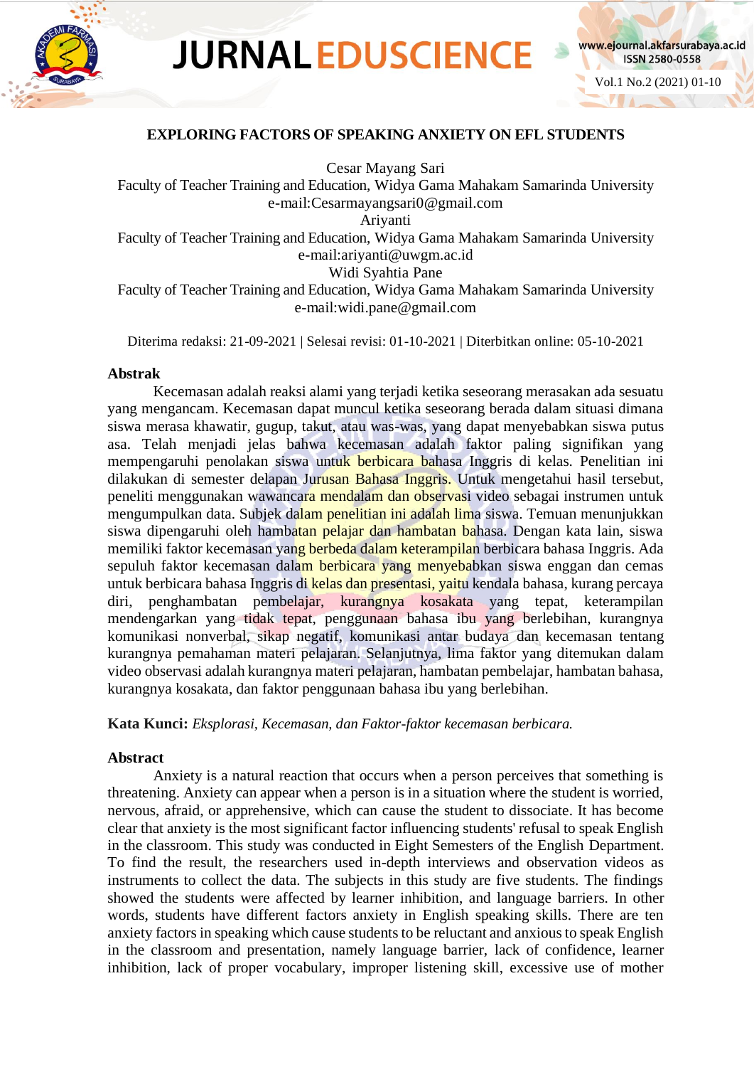# EXPLORING FACTORS OF SPEAKING ANXIETY ON EFL STUDENTS

Cesar Mayang Sari
Faculty of Teacher Training and Education, Widya Gama Mahakam Samarinda University
e-mail:Cesarmayangsari0@gmail.com
Ariyanti
Faculty of Teacher Training and Education, Widya Gama Mahakam Samarinda University
e-mail:ariyanti@uwgm.ac.id
Widi Syahtia Pane
Faculty of Teacher Training and Education, Widya Gama Mahakam Samarinda University
e-mail:widi.pane@gmail.com

Diterima redaksi: 21-09-2021 | Selesai revisi: 01-10-2021 | Diterbitkan online: 05-10-2021

## Abstrak

Kecemasan adalah reaksi alami yang terjadi ketika seseorang merasakan ada sesuatu yang mengancam. Kecemasan dapat muncul ketika seseorang berada dalam situasi dimana siswa merasa khawatir, gugup, takut, atau was-was, yang dapat menyebabkan siswa putus asa. Telah menjadi jelas bahwa kecemasan adalah faktor paling signifikan yang mempengaruhi penolakan siswa untuk berbicara bahasa Inggris di kelas. Penelitian ini dilakukan di semester delapan Jurusan Bahasa Inggris. Untuk mengetahui hasil tersebut, peneliti menggunakan wawancara mendalam dan observasi video sebagai instrumen untuk mengumpulkan data. Subjek dalam penelitian ini adalah lima siswa. Temuan menunjukkan siswa dipengaruhi oleh hambatan pelajar dan hambatan bahasa. Dengan kata lain, siswa memiliki faktor kecemasan yang berbeda dalam keterampilan berbicara bahasa Inggris. Ada sepuluh faktor kecemasan dalam berbicara yang menyebabkan siswa enggan dan cemas untuk berbicara bahasa Inggris di kelas dan presentasi, yaitu kendala bahasa, kurang percaya diri, penghambatan pembelajar, kurangnya kosakata yang tepat, keterampilan mendengarkan yang tidak tepat, penggunaan bahasa ibu yang berlebihan, kurangnya komunikasi nonverbal, sikap negatif, komunikasi antar budaya dan kecemasan tentang kurangnya pemahaman materi pelajaran. Selanjutnya, lima faktor yang ditemukan dalam video observasi adalah kurangnya materi pelajaran, hambatan pembelajar, hambatan bahasa, kurangnya kosakata, dan faktor penggunaan bahasa ibu yang berlebihan.

**Kata Kunci:** *Eksplorasi, Kecemasan, dan Faktor-faktor kecemasan berbicara.*

## Abstract

Anxiety is a natural reaction that occurs when a person perceives that something is threatening. Anxiety can appear when a person is in a situation where the student is worried, nervous, afraid, or apprehensive, which can cause the student to dissociate. It has become clear that anxiety is the most significant factor influencing students' refusal to speak English in the classroom. This study was conducted in Eight Semesters of the English Department. To find the result, the researchers used in-depth interviews and observation videos as instruments to collect the data. The subjects in this study are five students. The findings showed the students were affected by learner inhibition, and language barriers. In other words, students have different factors anxiety in English speaking skills. There are ten anxiety factors in speaking which cause students to be reluctant and anxious to speak English in the classroom and presentation, namely language barrier, lack of confidence, learner inhibition, lack of proper vocabulary, improper listening skill, excessive use of mother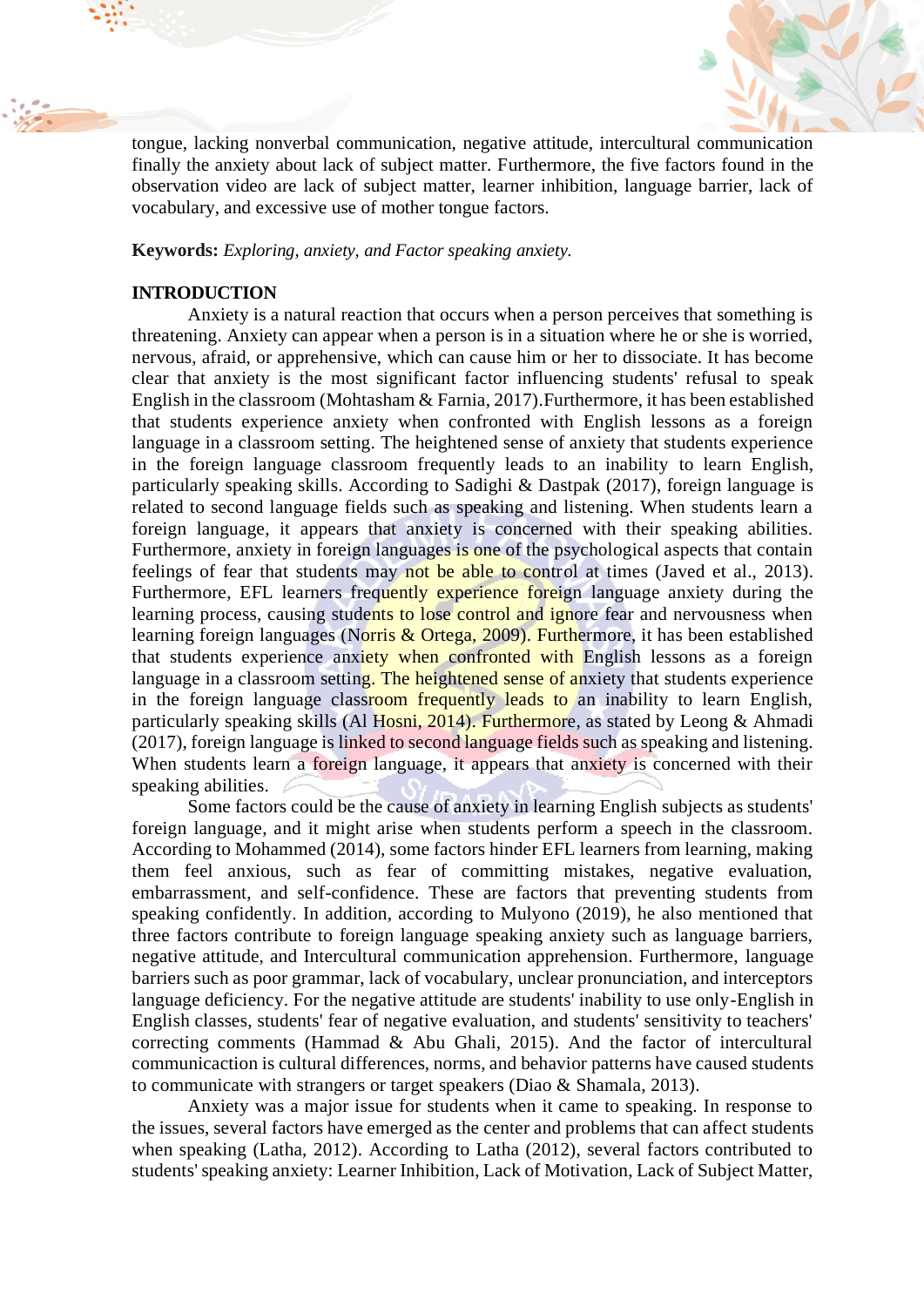tongue, lacking nonverbal communication, negative attitude, intercultural communication finally the anxiety about lack of subject matter. Furthermore, the five factors found in the observation video are lack of subject matter, learner inhibition, language barrier, lack of vocabulary, and excessive use of mother tongue factors.

**Keywords:** *Exploring, anxiety, and Factor speaking anxiety.*

## INTRODUCTION

Anxiety is a natural reaction that occurs when a person perceives that something is threatening. Anxiety can appear when a person is in a situation where he or she is worried, nervous, afraid, or apprehensive, which can cause him or her to dissociate. It has become clear that anxiety is the most significant factor influencing students' refusal to speak English in the classroom (Mohtasham & Farnia, 2017).Furthermore, it has been established that students experience anxiety when confronted with English lessons as a foreign language in a classroom setting. The heightened sense of anxiety that students experience in the foreign language classroom frequently leads to an inability to learn English, particularly speaking skills. According to Sadighi & Dastpak (2017), foreign language is related to second language fields such as speaking and listening. When students learn a foreign language, it appears that anxiety is concerned with their speaking abilities. Furthermore, anxiety in foreign languages is one of the psychological aspects that contain feelings of fear that students may not be able to control at times (Javed et al., 2013). Furthermore, EFL learners frequently experience foreign language anxiety during the learning process, causing students to lose control and ignore fear and nervousness when learning foreign languages (Norris & Ortega, 2009). Furthermore, it has been established that students experience anxiety when confronted with English lessons as a foreign language in a classroom setting. The heightened sense of anxiety that students experience in the foreign language classroom frequently leads to an inability to learn English, particularly speaking skills (Al Hosni, 2014). Furthermore, as stated by Leong & Ahmadi (2017), foreign language is linked to second language fields such as speaking and listening. When students learn a foreign language, it appears that anxiety is concerned with their speaking abilities.

Some factors could be the cause of anxiety in learning English subjects as students' foreign language, and it might arise when students perform a speech in the classroom. According to Mohammed (2014), some factors hinder EFL learners from learning, making them feel anxious, such as fear of committing mistakes, negative evaluation, embarrassment, and self-confidence. These are factors that preventing students from speaking confidently. In addition, according to Mulyono (2019), he also mentioned that three factors contribute to foreign language speaking anxiety such as language barriers, negative attitude, and Intercultural communication apprehension. Furthermore, language barriers such as poor grammar, lack of vocabulary, unclear pronunciation, and interceptors language deficiency. For the negative attitude are students' inability to use only-English in English classes, students' fear of negative evaluation, and students' sensitivity to teachers' correcting comments (Hammad & Abu Ghali, 2015). And the factor of intercultural communicaction is cultural differences, norms, and behavior patterns have caused students to communicate with strangers or target speakers (Diao & Shamala, 2013).

Anxiety was a major issue for students when it came to speaking. In response to the issues, several factors have emerged as the center and problems that can affect students when speaking (Latha, 2012). According to Latha (2012), several factors contributed to students' speaking anxiety: Learner Inhibition, Lack of Motivation, Lack of Subject Matter,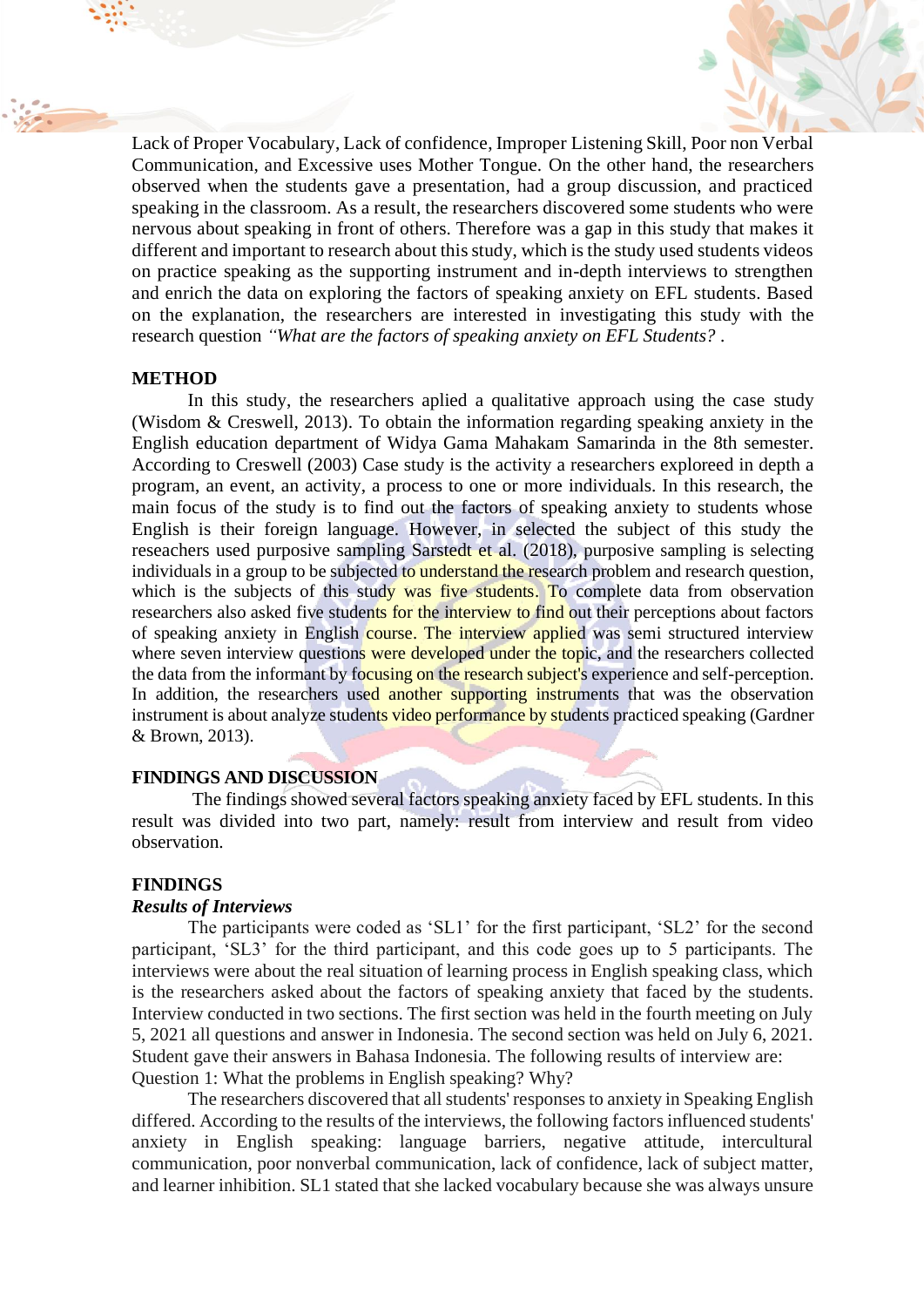Lack of Proper Vocabulary, Lack of confidence, Improper Listening Skill, Poor non Verbal Communication, and Excessive uses Mother Tongue. On the other hand, the researchers observed when the students gave a presentation, had a group discussion, and practiced speaking in the classroom. As a result, the researchers discovered some students who were nervous about speaking in front of others. Therefore was a gap in this study that makes it different and important to research about this study, which is the study used students videos on practice speaking as the supporting instrument and in-depth interviews to strengthen and enrich the data on exploring the factors of speaking anxiety on EFL students. Based on the explanation, the researchers are interested in investigating this study with the research question *"What are the factors of speaking anxiety on EFL Students?* .

## METHOD

In this study, the researchers aplied a qualitative approach using the case study (Wisdom & Creswell, 2013). To obtain the information regarding speaking anxiety in the English education department of Widya Gama Mahakam Samarinda in the 8th semester. According to Creswell (2003) Case study is the activity a researchers exploreed in depth a program, an event, an activity, a process to one or more individuals. In this research, the main focus of the study is to find out the factors of speaking anxiety to students whose English is their foreign language. However, in selected the subject of this study the reseachers used purposive sampling Sarstedt et al. (2018), purposive sampling is selecting individuals in a group to be subjected to understand the research problem and research question, which is the subjects of this study was five students. To complete data from observation researchers also asked five students for the interview to find out their perceptions about factors of speaking anxiety in English course. The interview applied was semi structured interview where seven interview questions were developed under the topic, and the researchers collected the data from the informant by focusing on the research subject's experience and self-perception. In addition, the researchers used another supporting instruments that was the observation instrument is about analyze students video performance by students practiced speaking (Gardner & Brown, 2013).

## FINDINGS AND DISCUSSION

The findings showed several factors speaking anxiety faced by EFL students. In this result was divided into two part, namely: result from interview and result from video observation.

## FINDINGS

### *Results of Interviews*

The participants were coded as 'SL1' for the first participant, 'SL2' for the second participant, 'SL3' for the third participant, and this code goes up to 5 participants. The interviews were about the real situation of learning process in English speaking class, which is the researchers asked about the factors of speaking anxiety that faced by the students. Interview conducted in two sections. The first section was held in the fourth meeting on July 5, 2021 all questions and answer in Indonesia. The second section was held on July 6, 2021. Student gave their answers in Bahasa Indonesia. The following results of interview are:

Question 1: What the problems in English speaking? Why?

The researchers discovered that all students' responses to anxiety in Speaking English differed. According to the results of the interviews, the following factors influenced students' anxiety in English speaking: language barriers, negative attitude, intercultural communication, poor nonverbal communication, lack of confidence, lack of subject matter, and learner inhibition. SL1 stated that she lacked vocabulary because she was always unsure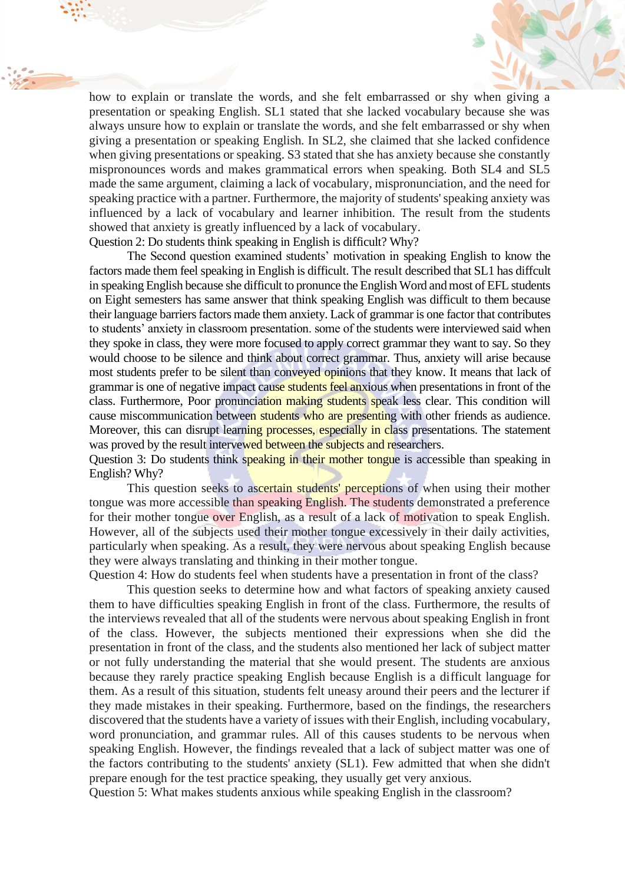how to explain or translate the words, and she felt embarrassed or shy when giving a presentation or speaking English. SL1 stated that she lacked vocabulary because she was always unsure how to explain or translate the words, and she felt embarrassed or shy when giving a presentation or speaking English. In SL2, she claimed that she lacked confidence when giving presentations or speaking. S3 stated that she has anxiety because she constantly mispronounces words and makes grammatical errors when speaking. Both SL4 and SL5 made the same argument, claiming a lack of vocabulary, mispronunciation, and the need for speaking practice with a partner. Furthermore, the majority of students' speaking anxiety was influenced by a lack of vocabulary and learner inhibition. The result from the students showed that anxiety is greatly influenced by a lack of vocabulary.

Question 2: Do students think speaking in English is difficult? Why?

The Second question examined students' motivation in speaking English to know the factors made them feel speaking in English is difficult. The result described that SL1 has diffcult in speaking English because she difficult to pronunce the English Word and most of EFL students on Eight semesters has same answer that think speaking English was difficult to them because their language barriers factors made them anxiety. Lack of grammar is one factor that contributes to students' anxiety in classroom presentation. some of the students were interviewed said when they spoke in class, they were more focused to apply correct grammar they want to say. So they would choose to be silence and think about correct grammar. Thus, anxiety will arise because most students prefer to be silent than conveyed opinions that they know. It means that lack of grammar is one of negative impact cause students feel anxious when presentations in front of the class. Furthermore, Poor pronunciation making students speak less clear. This condition will cause miscommunication between students who are presenting with other friends as audience. Moreover, this can disrupt learning processes, especially in class presentations. The statement was proved by the result intervewed between the subjects and researchers.

Question 3: Do students think speaking in their mother tongue is accessible than speaking in English? Why?

This question seeks to ascertain students' perceptions of when using their mother tongue was more accessible than speaking English. The students demonstrated a preference for their mother tongue over English, as a result of a lack of motivation to speak English. However, all of the subjects used their mother tongue excessively in their daily activities, particularly when speaking. As a result, they were nervous about speaking English because they were always translating and thinking in their mother tongue.

Question 4: How do students feel when students have a presentation in front of the class?

This question seeks to determine how and what factors of speaking anxiety caused them to have difficulties speaking English in front of the class. Furthermore, the results of the interviews revealed that all of the students were nervous about speaking English in front of the class. However, the subjects mentioned their expressions when she did the presentation in front of the class, and the students also mentioned her lack of subject matter or not fully understanding the material that she would present. The students are anxious because they rarely practice speaking English because English is a difficult language for them. As a result of this situation, students felt uneasy around their peers and the lecturer if they made mistakes in their speaking. Furthermore, based on the findings, the researchers discovered that the students have a variety of issues with their English, including vocabulary, word pronunciation, and grammar rules. All of this causes students to be nervous when speaking English. However, the findings revealed that a lack of subject matter was one of the factors contributing to the students' anxiety (SL1). Few admitted that when she didn't prepare enough for the test practice speaking, they usually get very anxious.

Question 5: What makes students anxious while speaking English in the classroom?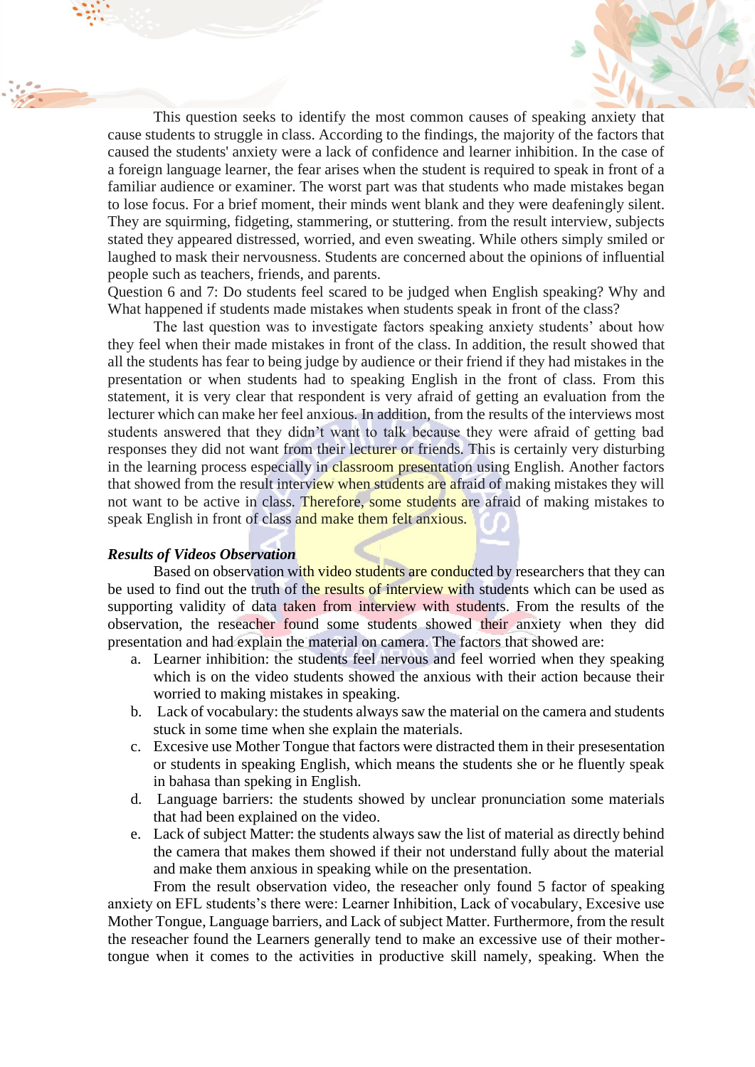This question seeks to identify the most common causes of speaking anxiety that cause students to struggle in class. According to the findings, the majority of the factors that caused the students' anxiety were a lack of confidence and learner inhibition. In the case of a foreign language learner, the fear arises when the student is required to speak in front of a familiar audience or examiner. The worst part was that students who made mistakes began to lose focus. For a brief moment, their minds went blank and they were deafeningly silent. They are squirming, fidgeting, stammering, or stuttering. from the result interview, subjects stated they appeared distressed, worried, and even sweating. While others simply smiled or laughed to mask their nervousness. Students are concerned about the opinions of influential people such as teachers, friends, and parents.

Question 6 and 7: Do students feel scared to be judged when English speaking? Why and What happened if students made mistakes when students speak in front of the class?

The last question was to investigate factors speaking anxiety students' about how they feel when their made mistakes in front of the class. In addition, the result showed that all the students has fear to being judge by audience or their friend if they had mistakes in the presentation or when students had to speaking English in the front of class. From this statement, it is very clear that respondent is very afraid of getting an evaluation from the lecturer which can make her feel anxious. In addition, from the results of the interviews most students answered that they didn't want to talk because they were afraid of getting bad responses they did not want from their lecturer or friends. This is certainly very disturbing in the learning process especially in classroom presentation using English. Another factors that showed from the result interview when students are afraid of making mistakes they will not want to be active in class. Therefore, some students are afraid of making mistakes to speak English in front of class and make them felt anxious.

***Results of Videos Observation***

Based on observation with video students are conducted by researchers that they can be used to find out the truth of the results of interview with students which can be used as supporting validity of data taken from interview with students. From the results of the observation, the reseacher found some students showed their anxiety when they did presentation and had explain the material on camera. The factors that showed are:

a. Learner inhibition: the students feel nervous and feel worried when they speaking which is on the video students showed the anxious with their action because their worried to making mistakes in speaking.
b. Lack of vocabulary: the students always saw the material on the camera and students stuck in some time when she explain the materials.
c. Excesive use Mother Tongue that factors were distracted them in their presesentation or students in speaking English, which means the students she or he fluently speak in bahasa than speking in English.
d. Language barriers: the students showed by unclear pronunciation some materials that had been explained on the video.
e. Lack of subject Matter: the students always saw the list of material as directly behind the camera that makes them showed if their not understand fully about the material and make them anxious in speaking while on the presentation.

From the result observation video, the reseacher only found 5 factor of speaking anxiety on EFL students's there were: Learner Inhibition, Lack of vocabulary, Excesive use Mother Tongue, Language barriers, and Lack of subject Matter. Furthermore, from the result the reseacher found the Learners generally tend to make an excessive use of their mother-tongue when it comes to the activities in productive skill namely, speaking. When the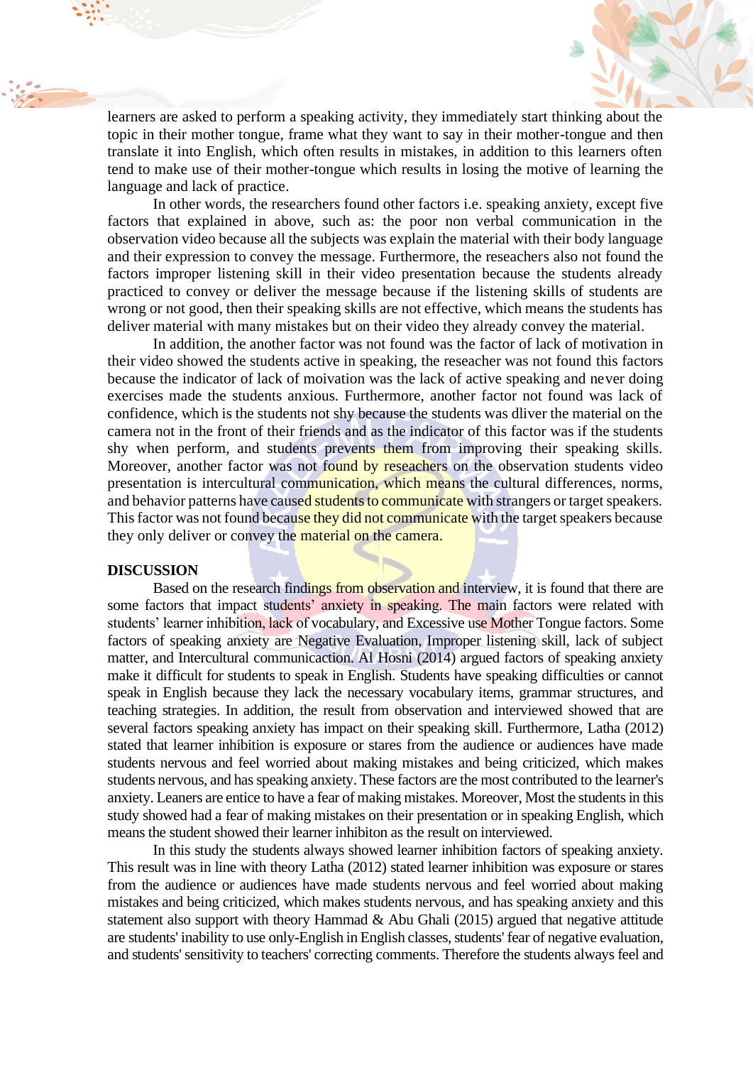learners are asked to perform a speaking activity, they immediately start thinking about the topic in their mother tongue, frame what they want to say in their mother-tongue and then translate it into English, which often results in mistakes, in addition to this learners often tend to make use of their mother-tongue which results in losing the motive of learning the language and lack of practice.

In other words, the researchers found other factors i.e. speaking anxiety, except five factors that explained in above, such as: the poor non verbal communication in the observation video because all the subjects was explain the material with their body language and their expression to convey the message. Furthermore, the reseachers also not found the factors improper listening skill in their video presentation because the students already practiced to convey or deliver the message because if the listening skills of students are wrong or not good, then their speaking skills are not effective, which means the students has deliver material with many mistakes but on their video they already convey the material.

In addition, the another factor was not found was the factor of lack of motivation in their video showed the students active in speaking, the reseacher was not found this factors because the indicator of lack of moivation was the lack of active speaking and never doing exercises made the students anxious. Furthermore, another factor not found was lack of confidence, which is the students not shy because the students was dliver the material on the camera not in the front of their friends and as the indicator of this factor was if the students shy when perform, and students prevents them from improving their speaking skills. Moreover, another factor was not found by reseachers on the observation students video presentation is intercultural communication, which means the cultural differences, norms, and behavior patterns have caused students to communicate with strangers or target speakers. This factor was not found because they did not communicate with the target speakers because they only deliver or convey the material on the camera.

## DISCUSSION

Based on the research findings from observation and interview, it is found that there are some factors that impact students' anxiety in speaking. The main factors were related with students' learner inhibition, lack of vocabulary, and Excessive use Mother Tongue factors. Some factors of speaking anxiety are Negative Evaluation, Improper listening skill, lack of subject matter, and Intercultural communicaction. Al Hosni (2014) argued that factors of speaking anxiety make it difficult for students to speak in English. Students have speaking difficulties or cannot speak in English because they lack the necessary vocabulary items, grammar structures, and teaching strategies. In addition, the result from observation and interviewed showed that are several factors speaking anxiety has impact on their speaking skill. Furthermore, Latha (2012) stated that learner inhibition is exposure or stares from the audience or audiences have made students nervous and feel worried about making mistakes and being criticized, which makes students nervous, and has speaking anxiety. These factors are the most contributed to the learner's anxiety. Leaners are entice to have a fear of making mistakes. Moreover, Most the students in this study showed had a fear of making mistakes on their presentation or in speaking English, which means the student showed their learner inhibiton as the result on interviewed.

In this study the students always showed learner inhibition factors of speaking anxiety. This result was in line with theory Latha (2012) stated learner inhibition was exposure or stares from the audience or audiences have made students nervous and feel worried about making mistakes and being criticized, which makes students nervous, and has speaking anxiety and this statement also support with theory Hammad & Abu Ghali (2015) argued that negative attitude are students' inability to use only-English in English classes, students' fear of negative evaluation, and students' sensitivity to teachers' correcting comments. Therefore the students always feel and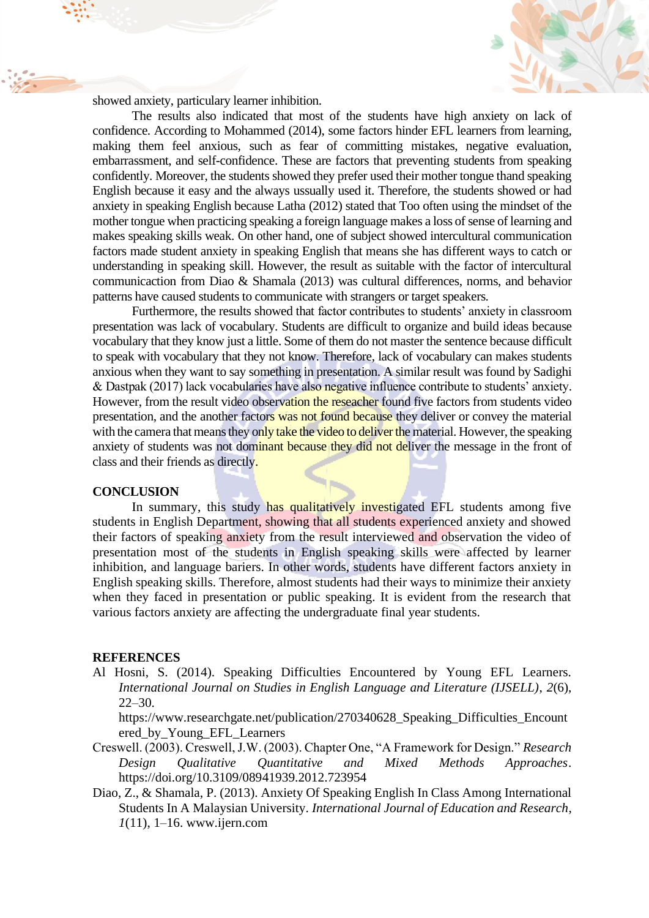showed anxiety, particulary learner inhibition.

The results also indicated that most of the students have high anxiety on lack of confidence. According to Mohammed (2014), some factors hinder EFL learners from learning, making them feel anxious, such as fear of committing mistakes, negative evaluation, embarrassment, and self-confidence. These are factors that preventing students from speaking confidently. Moreover, the students showed they prefer used their mother tongue thand speaking English because it easy and the always ussually used it. Therefore, the students showed or had anxiety in speaking English because Latha (2012) stated that Too often using the mindset of the mother tongue when practicing speaking a foreign language makes a loss of sense of learning and makes speaking skills weak. On other hand, one of subject showed intercultural communication factors made student anxiety in speaking English that means she has different ways to catch or understanding in speaking skill. However, the result as suitable with the factor of intercultural communicaction from Diao & Shamala (2013) was cultural differences, norms, and behavior patterns have caused students to communicate with strangers or target speakers.

Furthermore, the results showed that factor contributes to students' anxiety in classroom presentation was lack of vocabulary. Students are difficult to organize and build ideas because vocabulary that they know just a little. Some of them do not master the sentence because difficult to speak with vocabulary that they not know. Therefore, lack of vocabulary can makes students anxious when they want to say something in presentation. A similar result was found by Sadighi & Dastpak (2017) lack vocabularies have also negative influence contribute to students' anxiety. However, from the result video observation the reseacher found five factors from students video presentation, and the another factors was not found because they deliver or convey the material with the camera that means they only take the video to deliver the material. However, the speaking anxiety of students was not dominant because they did not deliver the message in the front of class and their friends as directly.

## CONCLUSION

In summary, this study has qualitatively investigated EFL students among five students in English Department, showing that all students experienced anxiety and showed their factors of speaking anxiety from the result interviewed and observation the video of presentation most of the students in English speaking skills were affected by learner inhibition, and language bariers. In other words, students have different factors anxiety in English speaking skills. Therefore, almost students had their ways to minimize their anxiety when they faced in presentation or public speaking. It is evident from the research that various factors anxiety are affecting the undergraduate final year students.

## REFERENCES

Al Hosni, S. (2014). Speaking Difficulties Encountered by Young EFL Learners. *International Journal on Studies in English Language and Literature (IJSELL)*, *2*(6), 22–30. https://www.researchgate.net/publication/270340628_Speaking_Difficulties_Encountered_by_Young_EFL_Learners

Creswell. (2003). Creswell, J.W. (2003). Chapter One, "A Framework for Design." *Research Design Qualitative Quantitative and Mixed Methods Approaches*. https://doi.org/10.3109/08941939.2012.723954

Diao, Z., & Shamala, P. (2013). Anxiety Of Speaking English In Class Among International Students In A Malaysian University. *International Journal of Education and Research*, *1*(11), 1–16. www.ijern.com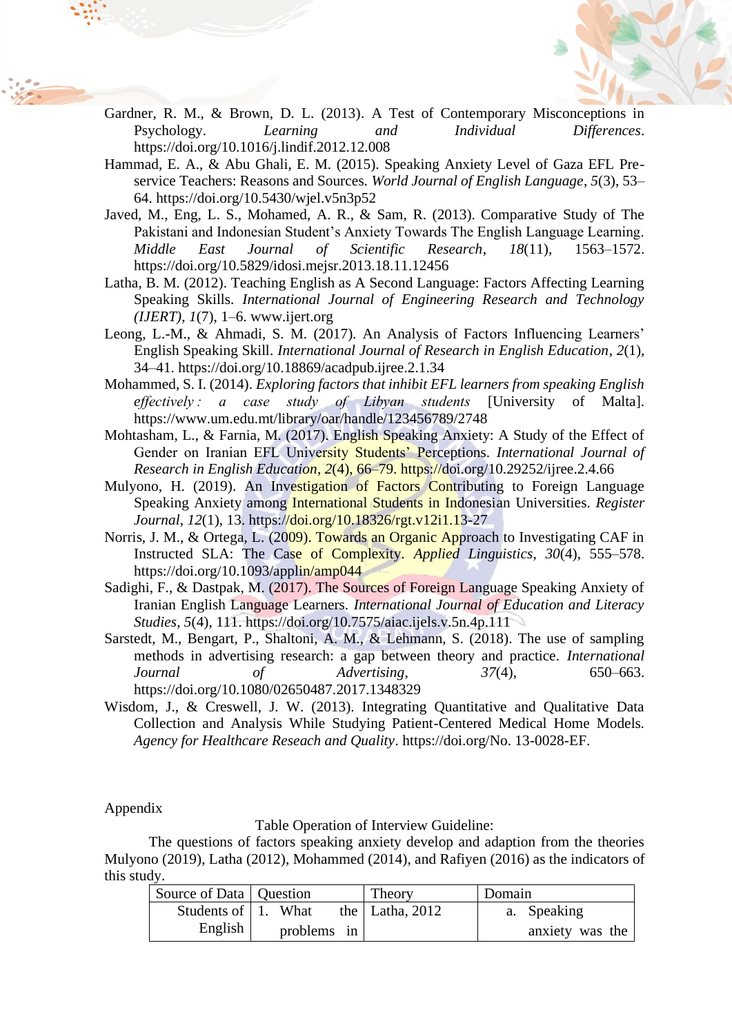Gardner, R. M., & Brown, D. L. (2013). A Test of Contemporary Misconceptions in Psychology. *Learning and Individual Differences*. https://doi.org/10.1016/j.lindif.2012.12.008

Hammad, E. A., & Abu Ghali, E. M. (2015). Speaking Anxiety Level of Gaza EFL Pre-service Teachers: Reasons and Sources. *World Journal of English Language*, *5*(3), 53–64. https://doi.org/10.5430/wjel.v5n3p52

Javed, M., Eng, L. S., Mohamed, A. R., & Sam, R. (2013). Comparative Study of The Pakistani and Indonesian Student's Anxiety Towards The English Language Learning. *Middle East Journal of Scientific Research*, *18*(11), 1563–1572. https://doi.org/10.5829/idosi.mejsr.2013.18.11.12456

Latha, B. M. (2012). Teaching English as A Second Language: Factors Affecting Learning Speaking Skills. *International Journal of Engineering Research and Technology (IJERT)*, *1*(7), 1–6. www.ijert.org

Leong, L.-M., & Ahmadi, S. M. (2017). An Analysis of Factors Influencing Learners' English Speaking Skill. *International Journal of Research in English Education*, *2*(1), 34–41. https://doi.org/10.18869/acadpub.ijree.2.1.34

Mohammed, S. I. (2014). *Exploring factors that inhibit EFL learners from speaking English effectively : a case study of Libyan students* [University of Malta]. https://www.um.edu.mt/library/oar/handle/123456789/2748

Mohtasham, L., & Farnia, M. (2017). English Speaking Anxiety: A Study of the Effect of Gender on Iranian EFL University Students' Perceptions. *International Journal of Research in English Education*, *2*(4), 66–79. https://doi.org/10.29252/ijree.2.4.66

Mulyono, H. (2019). An Investigation of Factors Contributing to Foreign Language Speaking Anxiety among International Students in Indonesian Universities. *Register Journal*, *12*(1), 13. https://doi.org/10.18326/rgt.v12i1.13-27

Norris, J. M., & Ortega, L. (2009). Towards an Organic Approach to Investigating CAF in Instructed SLA: The Case of Complexity. *Applied Linguistics*, *30*(4), 555–578. https://doi.org/10.1093/applin/amp044

Sadighi, F., & Dastpak, M. (2017). The Sources of Foreign Language Speaking Anxiety of Iranian English Language Learners. *International Journal of Education and Literacy Studies*, *5*(4), 111. https://doi.org/10.7575/aiac.ijels.v.5n.4p.111

Sarstedt, M., Bengart, P., Shaltoni, A. M., & Lehmann, S. (2018). The use of sampling methods in advertising research: a gap between theory and practice. *International Journal of Advertising*, *37*(4), 650–663. https://doi.org/10.1080/02650487.2017.1348329

Wisdom, J., & Creswell, J. W. (2013). Integrating Quantitative and Qualitative Data Collection and Analysis While Studying Patient-Centered Medical Home Models. *Agency for Healthcare Reseach and Quality*. https://doi.org/No. 13-0028-EF.

Appendix

Table Operation of Interview Guideline:

The questions of factors speaking anxiety develop and adaption from the theories Mulyono (2019), Latha (2012), Mohammed (2014), and Rafiyen (2016) as the indicators of this study.

| Source of Data | Question | Theory | Domain |
|---|---|---|---|
| Students of English | 1. What the problems in | Latha, 2012 | a. Speaking anxiety was the |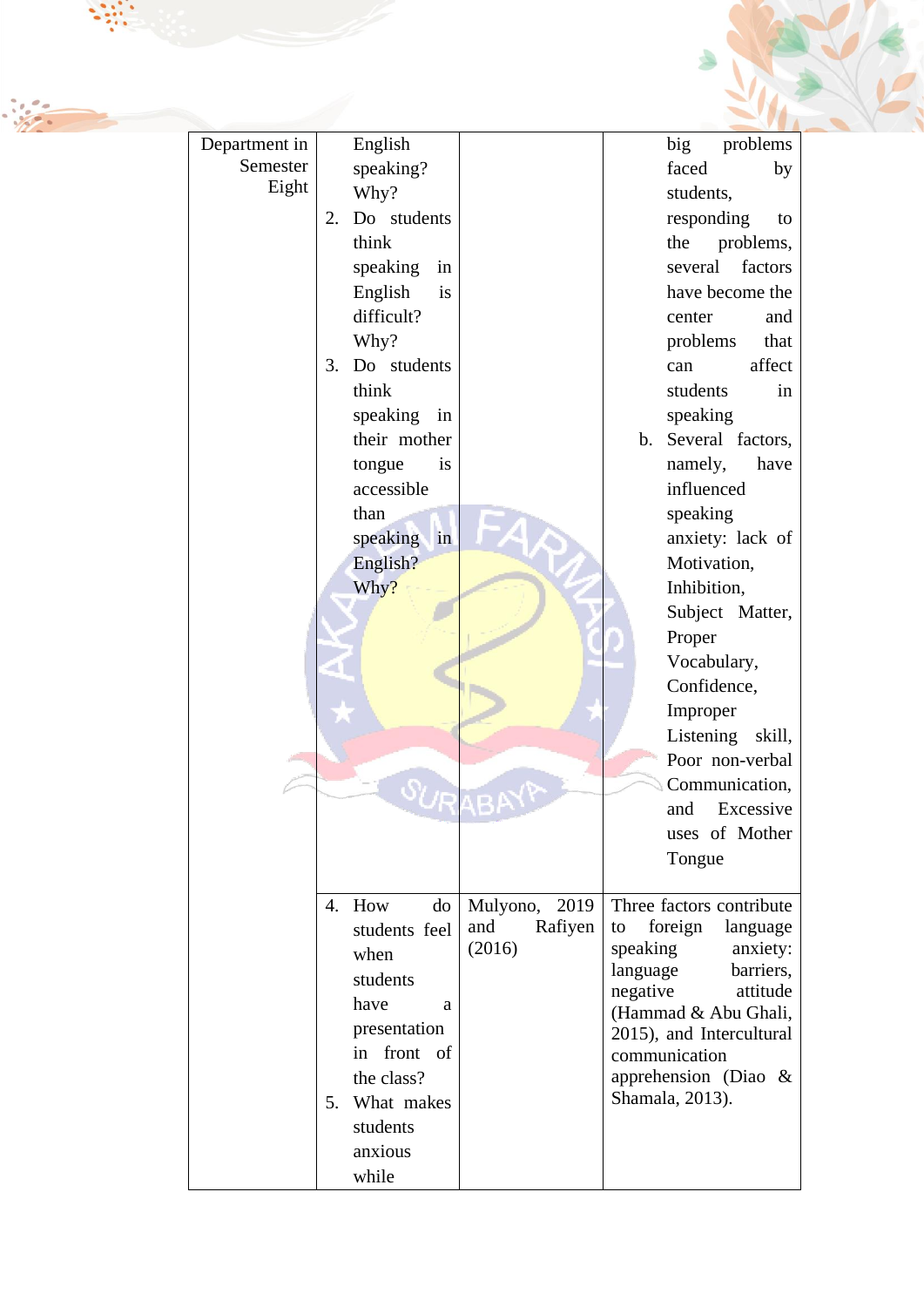| | | | |
|---|---|---|---|
| Department in Semester Eight | English speaking? Why?<br>2. Do students think speaking in English is difficult? Why?<br>3. Do students think speaking in their mother tongue is accessible than speaking in English? Why? | | big problems faced by students, responding to the problems, several factors have become the center and problems that can affect students in speaking<br>b. Several factors, namely, have influenced speaking anxiety: lack of Motivation, Inhibition, Subject Matter, Proper Vocabulary, Confidence, Improper Listening skill, Poor non-verbal Communication, and Excessive uses of Mother Tongue |
| | 4. How do students feel when students have a presentation in front of the class?<br>5. What makes students anxious while | Mulyono, 2019 and Rafiyen (2016) | Three factors contribute to foreign language speaking anxiety: language barriers, negative attitude (Hammad & Abu Ghali, 2015), and Intercultural communication apprehension (Diao & Shamala, 2013). |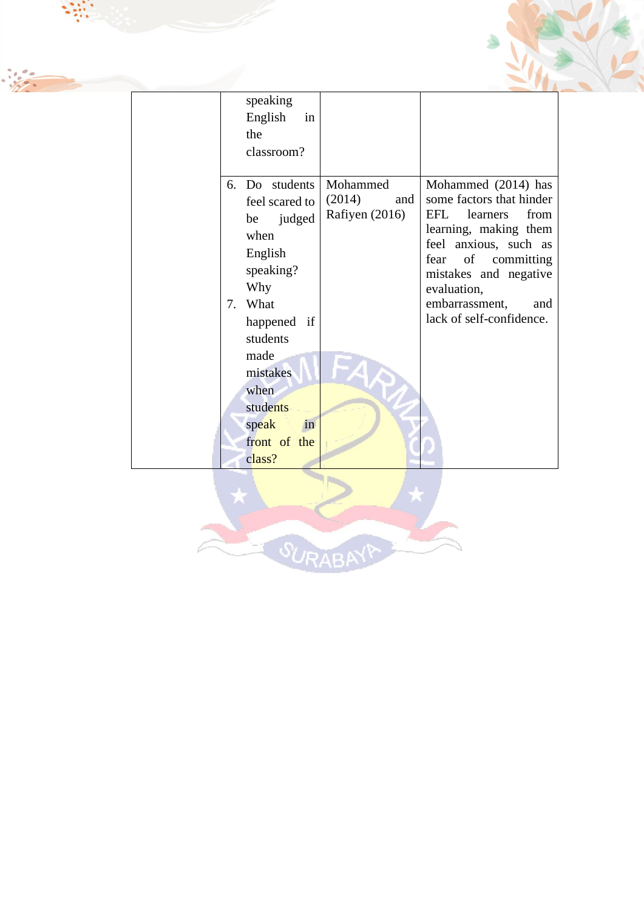| | | | |
|---|---|---|---|
| | speaking English in the classroom? | | |
| | 6. Do students feel scared to be judged when English speaking? Why<br>7. What happened if students made mistakes when students speak in front of the class? | Mohammed (2014) and Rafiyen (2016) | Mohammed (2014) has some factors that hinder EFL learners from learning, making them feel anxious, such as fear of committing mistakes and negative evaluation, embarrassment, and lack of self-confidence. |